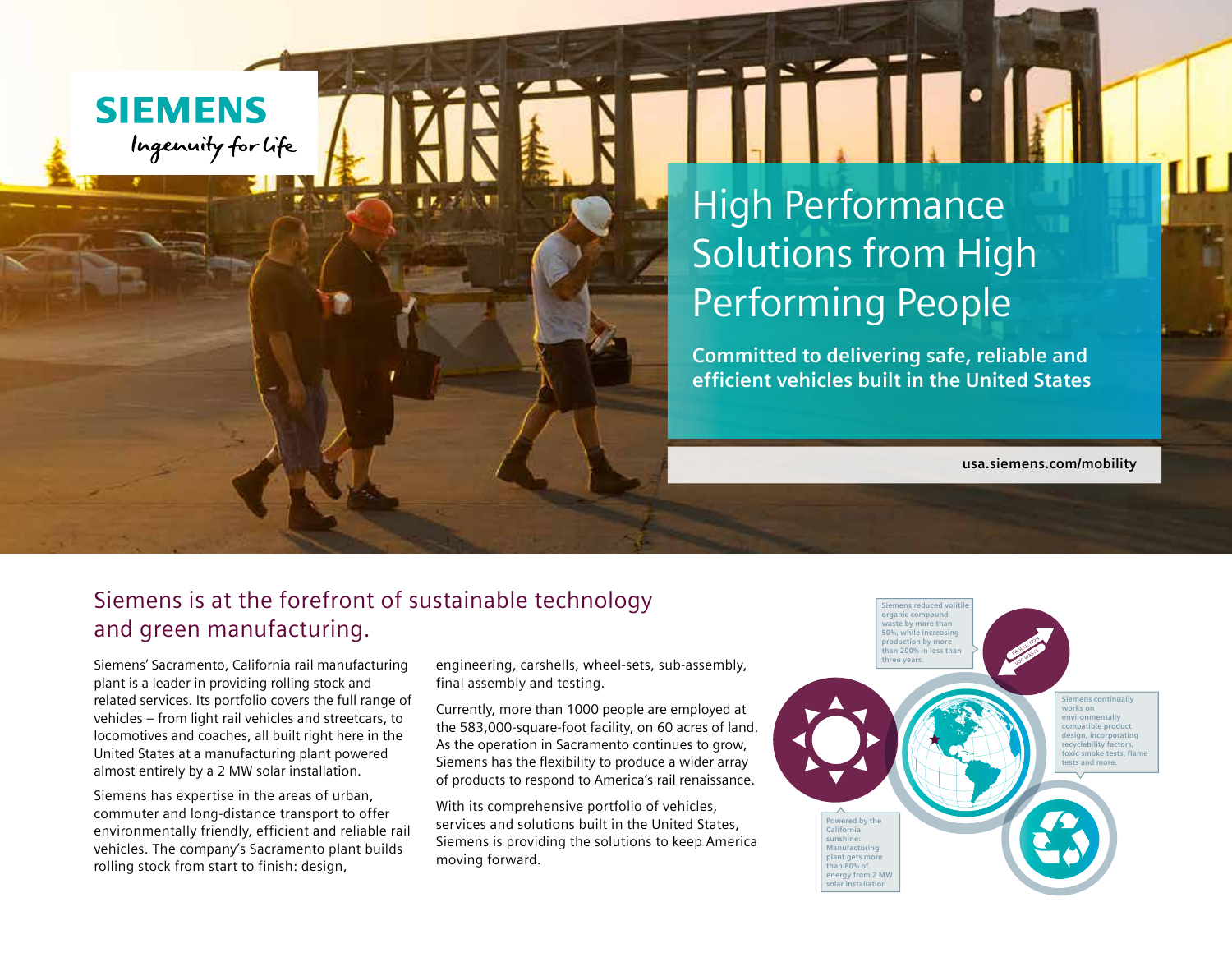SIEMENS

*Ingenuity for life*

# High Performance Solutions from High Performing People

**Committed to delivering safe, reliable and efficient vehicles built in the United States**

**usa.siemens.com/mobility**

## Siemens is at the forefront of sustainable technology and green manufacturing.

Siemens' Sacramento, California rail manufacturing plant is a leader in providing rolling stock and related services. Its portfolio covers the full range of vehicles – from light rail vehicles and streetcars, to locomotives and coaches, all built right here in the United States at a manufacturing plant powered almost entirely by a 2 MW solar installation.

Siemens has expertise in the areas of urban, commuter and long-distance transport to offer environmentally friendly, efficient and reliable rail vehicles. The company's Sacramento plant builds rolling stock from start to finish: design, engineering, carshells, wheel-sets, sub-assembly, final assembly and testing.

Currently, more than 1000 people are employed at the 583,000-square-foot facility, on 60 acres of land. As the operation in Sacramento continues to grow, Siemens has the flexibility to produce a wider array of products to respond to America's rail renaissance.

With its comprehensive portfolio of vehicles, services and solutions built in the United States, Siemens is providing the solutions to keep America moving forward.

Siemens reduced volitile organic compound waste by more than 50%, while increasing production by more than 200% in less than three years.

PRODUCTION

VOC WASTE

Siemens continually works on environmentally compatible product design, incorporating recyclability factors, toxic smoke tests, flame tests and more.

Powered by the California sunshine: Manufacturing plant gets more than 80% of energy from 2 MW solar installation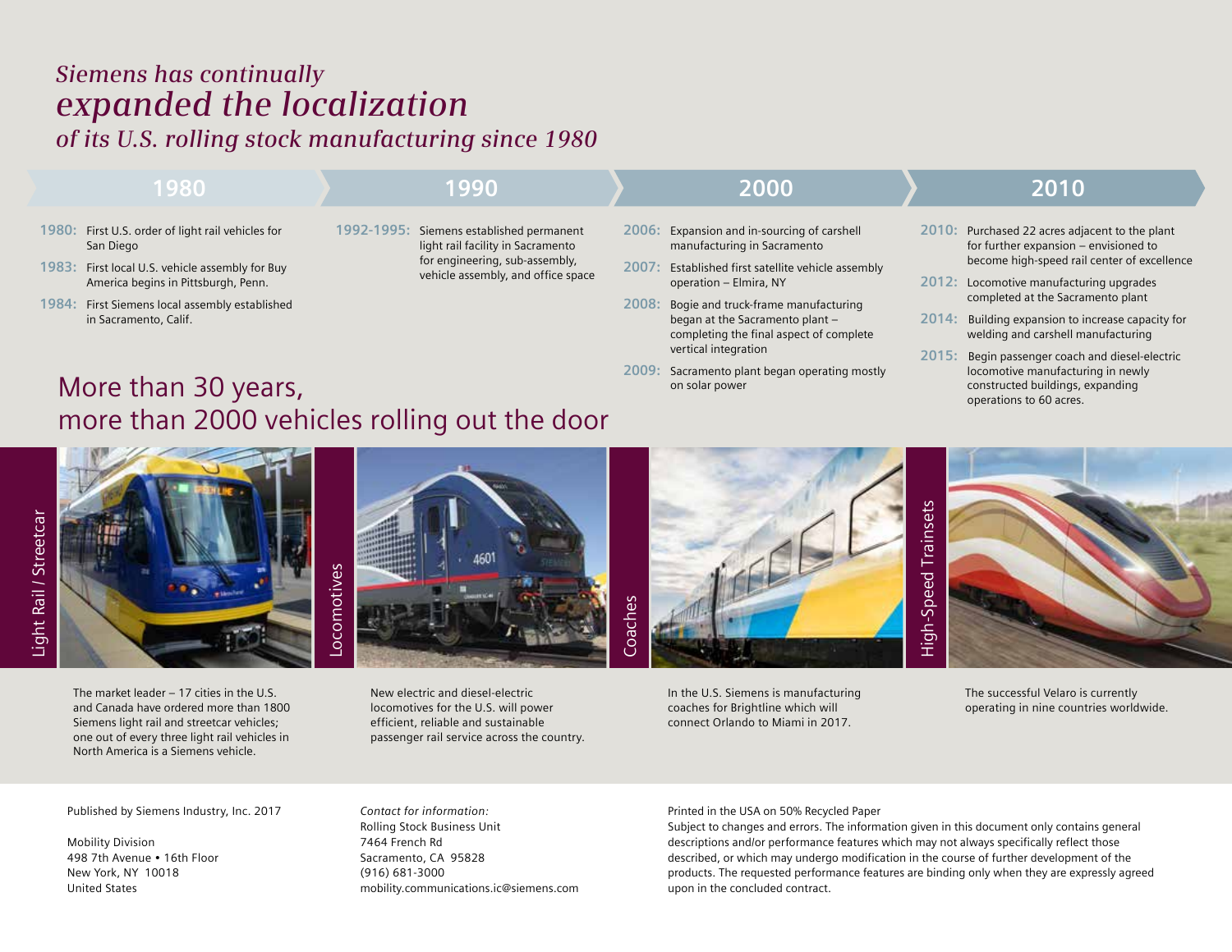*Siemens has continually*
# *expanded the localization*
*of its U.S. rolling stock manufacturing since 1980*

## 1980

**1980:** First U.S. order of light rail vehicles for San Diego

**1983:** First local U.S. vehicle assembly for Buy America begins in Pittsburgh, Penn.

**1984:** First Siemens local assembly established in Sacramento, Calif.

## 1990

**1992-1995:** Siemens established permanent light rail facility in Sacramento for engineering, sub-assembly, vehicle assembly, and office space

## 2000

**2006:** Expansion and in-sourcing of carshell manufacturing in Sacramento

**2007:** Established first satellite vehicle assembly operation – Elmira, NY

**2008:** Bogie and truck-frame manufacturing began at the Sacramento plant – completing the final aspect of complete vertical integration

**2009:** Sacramento plant began operating mostly on solar power

## 2010

**2010:** Purchased 22 acres adjacent to the plant for further expansion – envisioned to become high-speed rail center of excellence

**2012:** Locomotive manufacturing upgrades completed at the Sacramento plant

**2014:** Building expansion to increase capacity for welding and carshell manufacturing

**2015:** Begin passenger coach and diesel-electric locomotive manufacturing in newly constructed buildings, expanding operations to 60 acres.

## More than 30 years, more than 2000 vehicles rolling out the door

**Light Rail / Streetcar**

The market leader – 17 cities in the U.S. and Canada have ordered more than 1800 Siemens light rail and streetcar vehicles; one out of every three light rail vehicles in North America is a Siemens vehicle.

**Locomotives**

New electric and diesel-electric locomotives for the U.S. will power efficient, reliable and sustainable passenger rail service across the country.

**Coaches**

In the U.S. Siemens is manufacturing coaches for Brightline which will connect Orlando to Miami in 2017.

**High-Speed Trainsets**

The successful Velaro is currently operating in nine countries worldwide.

Published by Siemens Industry, Inc. 2017

Mobility Division
498 7th Avenue • 16th Floor
New York, NY 10018
United States

*Contact for information:*
Rolling Stock Business Unit
7464 French Rd
Sacramento, CA 95828
(916) 681-3000
mobility.communications.ic@siemens.com

Printed in the USA on 50% Recycled Paper

Subject to changes and errors. The information given in this document only contains general descriptions and/or performance features which may not always specifically reflect those described, or which may undergo modification in the course of further development of the products. The requested performance features are binding only when they are expressly agreed upon in the concluded contract.